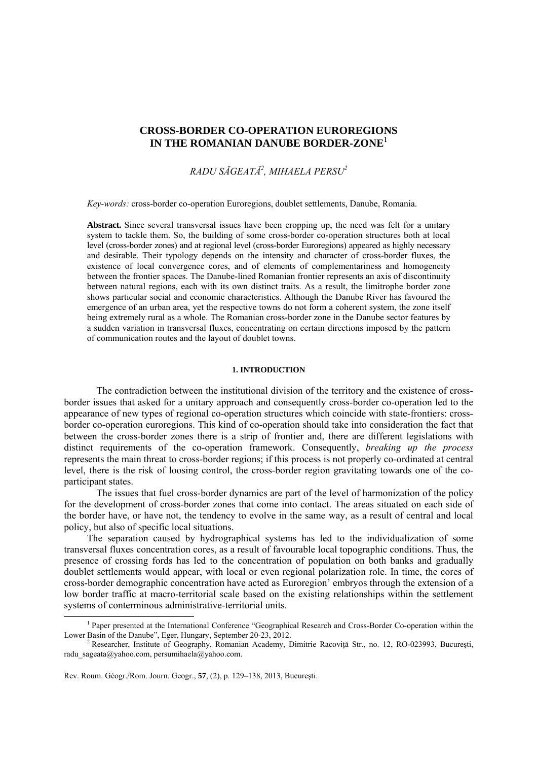# CROSS-BORDER CO-OPERATION EUROREGIONS IN THE ROMANIAN DANUBE BORDER-ZONE[1]

*RADU SĂGEATĂ[2], MIHAELA PERSU[2]*

*Key-words:* cross-border co-operation Euroregions, doublet settlements, Danube, Romania.

**Abstract.** Since several transversal issues have been cropping up, the need was felt for a unitary system to tackle them. So, the building of some cross-border co-operation structures both at local level (cross-border zones) and at regional level (cross-border Euroregions) appeared as highly necessary and desirable. Their typology depends on the intensity and character of cross-border fluxes, the existence of local convergence cores, and of elements of complementariness and homogeneity between the frontier spaces. The Danube-lined Romanian frontier represents an axis of discontinuity between natural regions, each with its own distinct traits. As a result, the limitrophe border zone shows particular social and economic characteristics. Although the Danube River has favoured the emergence of an urban area, yet the respective towns do not form a coherent system, the zone itself being extremely rural as a whole. The Romanian cross-border zone in the Danube sector features by a sudden variation in transversal fluxes, concentrating on certain directions imposed by the pattern of communication routes and the layout of doublet towns.

## 1. INTRODUCTION

The contradiction between the institutional division of the territory and the existence of cross-border issues that asked for a unitary approach and consequently cross-border co-operation led to the appearance of new types of regional co-operation structures which coincide with state-frontiers: cross-border co-operation euroregions. This kind of co-operation should take into consideration the fact that between the cross-border zones there is a strip of frontier and, there are different legislations with distinct requirements of the co-operation framework. Consequently, *breaking up the process* represents the main threat to cross-border regions; if this process is not properly co-ordinated at central level, there is the risk of loosing control, the cross-border region gravitating towards one of the co-participant states.

The issues that fuel cross-border dynamics are part of the level of harmonization of the policy for the development of cross-border zones that come into contact. The areas situated on each side of the border have, or have not, the tendency to evolve in the same way, as a result of central and local policy, but also of specific local situations.

The separation caused by hydrographical systems has led to the individualization of some transversal fluxes concentration cores, as a result of favourable local topographic conditions. Thus, the presence of crossing fords has led to the concentration of population on both banks and gradually doublet settlements would appear, with local or even regional polarization role. In time, the cores of cross-border demographic concentration have acted as Euroregion' embryos through the extension of a low border traffic at macro-territorial scale based on the existing relationships within the settlement systems of conterminous administrative-territorial units.

[1] Paper presented at the International Conference "Geographical Research and Cross-Border Co-operation within the Lower Basin of the Danube", Eger, Hungary, September 20-23, 2012.

[2] Researcher, Institute of Geography, Romanian Academy, Dimitrie Racoviță Str., no. 12, RO-023993, Bucureşti, radu_sageata@yahoo.com, persumihaela@yahoo.com.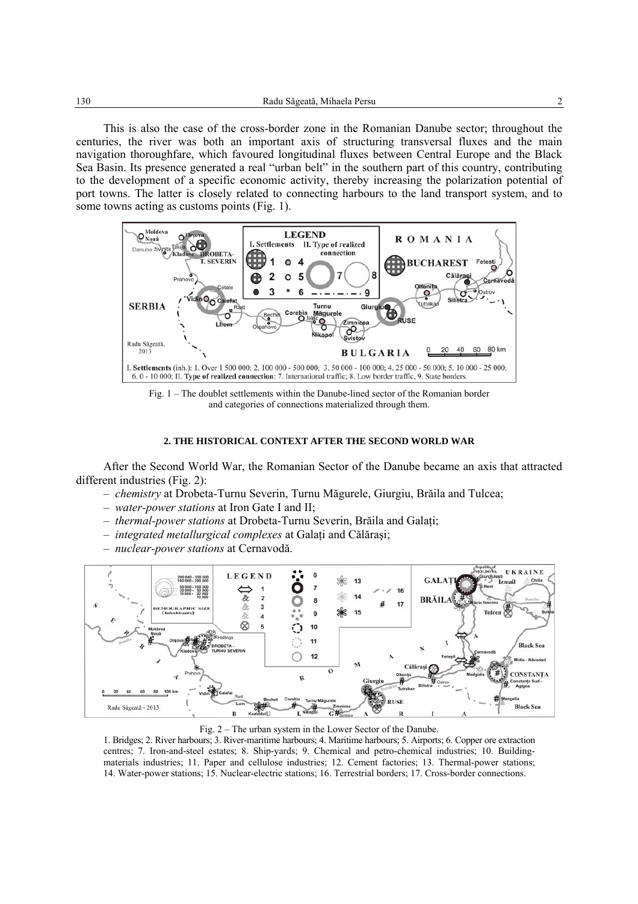This is also the case of the cross-border zone in the Romanian Danube sector; throughout the centuries, the river was both an important axis of structuring transversal fluxes and the main navigation thoroughfare, which favoured longitudinal fluxes between Central Europe and the Black Sea Basin. Its presence generated a real "urban belt" in the southern part of this country, contributing to the development of a specific economic activity, thereby increasing the polarization potential of port towns. The latter is closely related to connecting harbours to the land transport system, and to some towns acting as customs points (Fig. 1).

Fig. 1 – The doublet settlements within the Danube-lined sector of the Romanian border and categories of connections materialized through them.

## 2. THE HISTORICAL CONTEXT AFTER THE SECOND WORLD WAR

After the Second World War, the Romanian Sector of the Danube became an axis that attracted different industries (Fig. 2):

– *chemistry* at Drobeta-Turnu Severin, Turnu Măgurele, Giurgiu, Brăila and Tulcea;
– *water-power stations* at Iron Gate I and II;
– *thermal-power stations* at Drobeta-Turnu Severin, Brăila and Galați;
– *integrated metallurgical complexes* at Galați and Călăraşi;
– *nuclear-power stations* at Cernavodă.

Fig. 2 – The urban system in the Lower Sector of the Danube.
1. Bridges; 2. River harbours; 3. River-maritime harbours; 4. Maritime harbours; 5. Airports; 6. Copper ore extraction centres; 7. Iron-and-steel estates; 8. Ship-yards; 9. Chemical and petro-chemical industries; 10. Building-materials industries; 11. Paper and cellulose industries; 12. Cement factories; 13. Thermal-power stations; 14. Water-power stations; 15. Nuclear-electric stations; 16. Terrestrial borders; 17. Cross-border connections.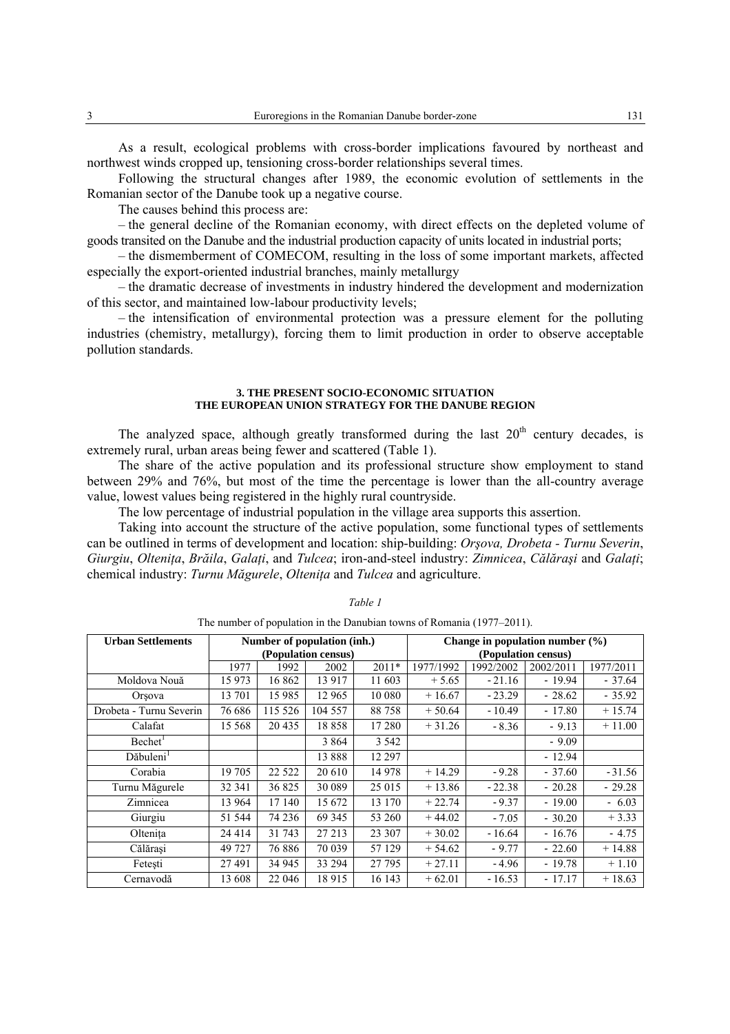As a result, ecological problems with cross-border implications favoured by northeast and northwest winds cropped up, tensioning cross-border relationships several times.

Following the structural changes after 1989, the economic evolution of settlements in the Romanian sector of the Danube took up a negative course.

The causes behind this process are:

– the general decline of the Romanian economy, with direct effects on the depleted volume of goods transited on the Danube and the industrial production capacity of units located in industrial ports;

– the dismemberment of COMECOM, resulting in the loss of some important markets, affected especially the export-oriented industrial branches, mainly metallurgy

– the dramatic decrease of investments in industry hindered the development and modernization of this sector, and maintained low-labour productivity levels;

– the intensification of environmental protection was a pressure element for the polluting industries (chemistry, metallurgy), forcing them to limit production in order to observe acceptable pollution standards.

### 3. THE PRESENT SOCIO-ECONOMIC SITUATION THE EUROPEAN UNION STRATEGY FOR THE DANUBE REGION

The analyzed space, although greatly transformed during the last 20th century decades, is extremely rural, urban areas being fewer and scattered (Table 1).

The share of the active population and its professional structure show employment to stand between 29% and 76%, but most of the time the percentage is lower than the all-country average value, lowest values being registered in the highly rural countryside.

The low percentage of industrial population in the village area supports this assertion.

Taking into account the structure of the active population, some functional types of settlements can be outlined in terms of development and location: ship-building: *Orşova, Drobeta - Turnu Severin*, *Giurgiu*, *Olteniţa*, *Brăila*, *Galaţi*, and *Tulcea*; iron-and-steel industry: *Zimnicea*, *Călăraşi* and *Galaţi*; chemical industry: *Turnu Măgurele*, *Olteniţa* and *Tulcea* and agriculture.

*Table 1*

The number of population in the Danubian towns of Romania (1977–2011).

| **Urban Settlements** | **Number of population (inh.) (Population census)** | | | | **Change in population number (%) (Population census)** | | | |
|---|---|---|---|---|---|---|---|---|
| | 1977 | 1992 | 2002 | 2011* | 1977/1992 | 1992/2002 | 2002/2011 | 1977/2011 |
| Moldova Nouă | 15 973 | 16 862 | 13 917 | 11 603 | + 5.65 | - 21.16 | - 19.94 | - 37.64 |
| Orşova | 13 701 | 15 985 | 12 965 | 10 080 | + 16.67 | - 23.29 | - 28.62 | - 35.92 |
| Drobeta - Turnu Severin | 76 686 | 115 526 | 104 557 | 88 758 | + 50.64 | - 10.49 | - 17.80 | + 15.74 |
| Calafat | 15 568 | 20 435 | 18 858 | 17 280 | + 31.26 | - 8.36 | - 9.13 | + 11.00 |
| Bechet[1] | | | 3 864 | 3 542 | | | - 9.09 | |
| Dăbuleni[1] | | | 13 888 | 12 297 | | | - 12.94 | |
| Corabia | 19 705 | 22 522 | 20 610 | 14 978 | + 14.29 | - 9.28 | - 37.60 | - 31.56 |
| Turnu Măgurele | 32 341 | 36 825 | 30 089 | 25 015 | + 13.86 | - 22.38 | - 20.28 | - 29.28 |
| Zimnicea | 13 964 | 17 140 | 15 672 | 13 170 | + 22.74 | - 9.37 | - 19.00 | - 6.03 |
| Giurgiu | 51 544 | 74 236 | 69 345 | 53 260 | + 44.02 | - 7.05 | - 30.20 | + 3.33 |
| Olteniţa | 24 414 | 31 743 | 27 213 | 23 307 | + 30.02 | - 16.64 | - 16.76 | - 4.75 |
| Călăraşi | 49 727 | 76 886 | 70 039 | 57 129 | + 54.62 | - 9.77 | - 22.60 | + 14.88 |
| Feteşti | 27 491 | 34 945 | 33 294 | 27 795 | + 27.11 | - 4.96 | - 19.78 | + 1.10 |
| Cernavodă | 13 608 | 22 046 | 18 915 | 16 143 | + 62.01 | - 16.53 | - 17.17 | + 18.63 |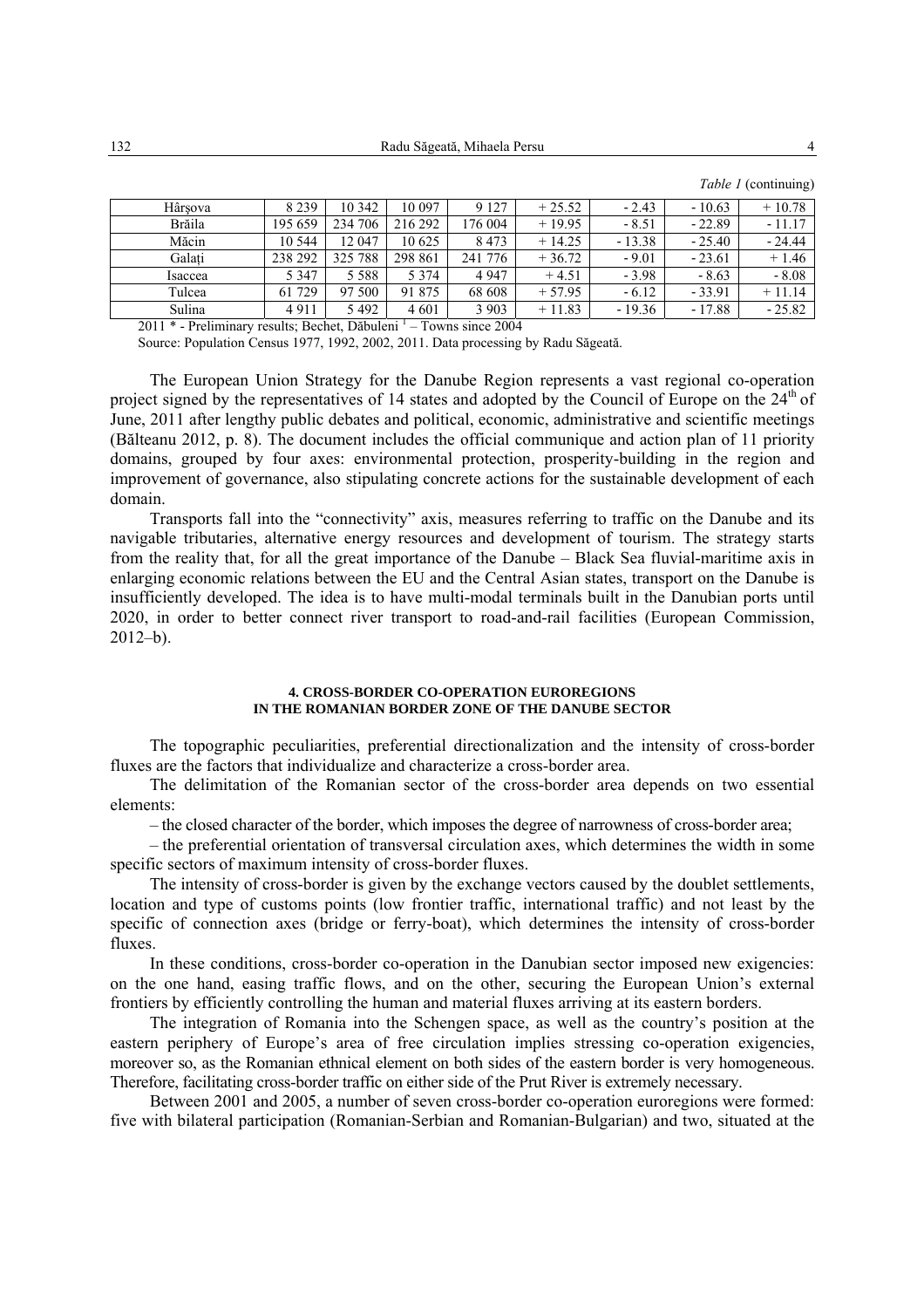*Table 1* (continuing)

| | | | | | | | | |
|---|---|---|---|---|---|---|---|---|
| Hârşova | 8 239 | 10 342 | 10 097 | 9 127 | + 25.52 | - 2.43 | - 10.63 | + 10.78 |
| Brăila | 195 659 | 234 706 | 216 292 | 176 004 | + 19.95 | - 8.51 | - 22.89 | - 11.17 |
| Măcin | 10 544 | 12 047 | 10 625 | 8 473 | + 14.25 | - 13.38 | - 25.40 | - 24.44 |
| Galaţi | 238 292 | 325 788 | 298 861 | 241 776 | + 36.72 | - 9.01 | - 23.61 | + 1.46 |
| Isaccea | 5 347 | 5 588 | 5 374 | 4 947 | + 4.51 | - 3.98 | - 8.63 | - 8.08 |
| Tulcea | 61 729 | 97 500 | 91 875 | 68 608 | + 57.95 | - 6.12 | - 33.91 | + 11.14 |
| Sulina | 4 911 | 5 492 | 4 601 | 3 903 | + 11.83 | - 19.36 | - 17.88 | - 25.82 |

2011 * - Preliminary results; Bechet, Dăbuleni [1] – Towns since 2004

Source: Population Census 1977, 1992, 2002, 2011. Data processing by Radu Săgeată.

The European Union Strategy for the Danube Region represents a vast regional co-operation project signed by the representatives of 14 states and adopted by the Council of Europe on the 24th of June, 2011 after lengthy public debates and political, economic, administrative and scientific meetings (Bălteanu 2012, p. 8). The document includes the official communique and action plan of 11 priority domains, grouped by four axes: environmental protection, prosperity-building in the region and improvement of governance, also stipulating concrete actions for the sustainable development of each domain.

Transports fall into the "connectivity" axis, measures referring to traffic on the Danube and its navigable tributaries, alternative energy resources and development of tourism. The strategy starts from the reality that, for all the great importance of the Danube – Black Sea fluvial-maritime axis in enlarging economic relations between the EU and the Central Asian states, transport on the Danube is insufficiently developed. The idea is to have multi-modal terminals built in the Danubian ports until 2020, in order to better connect river transport to road-and-rail facilities (European Commission, 2012–b).

#### 4. CROSS-BORDER CO-OPERATION EUROREGIONS IN THE ROMANIAN BORDER ZONE OF THE DANUBE SECTOR

The topographic peculiarities, preferential directionalization and the intensity of cross-border fluxes are the factors that individualize and characterize a cross-border area.

The delimitation of the Romanian sector of the cross-border area depends on two essential elements:

– the closed character of the border, which imposes the degree of narrowness of cross-border area;

– the preferential orientation of transversal circulation axes, which determines the width in some specific sectors of maximum intensity of cross-border fluxes.

The intensity of cross-border is given by the exchange vectors caused by the doublet settlements, location and type of customs points (low frontier traffic, international traffic) and not least by the specific of connection axes (bridge or ferry-boat), which determines the intensity of cross-border fluxes.

In these conditions, cross-border co-operation in the Danubian sector imposed new exigencies: on the one hand, easing traffic flows, and on the other, securing the European Union's external frontiers by efficiently controlling the human and material fluxes arriving at its eastern borders.

The integration of Romania into the Schengen space, as well as the country's position at the eastern periphery of Europe's area of free circulation implies stressing co-operation exigencies, moreover so, as the Romanian ethnical element on both sides of the eastern border is very homogeneous. Therefore, facilitating cross-border traffic on either side of the Prut River is extremely necessary.

Between 2001 and 2005, a number of seven cross-border co-operation euroregions were formed: five with bilateral participation (Romanian-Serbian and Romanian-Bulgarian) and two, situated at the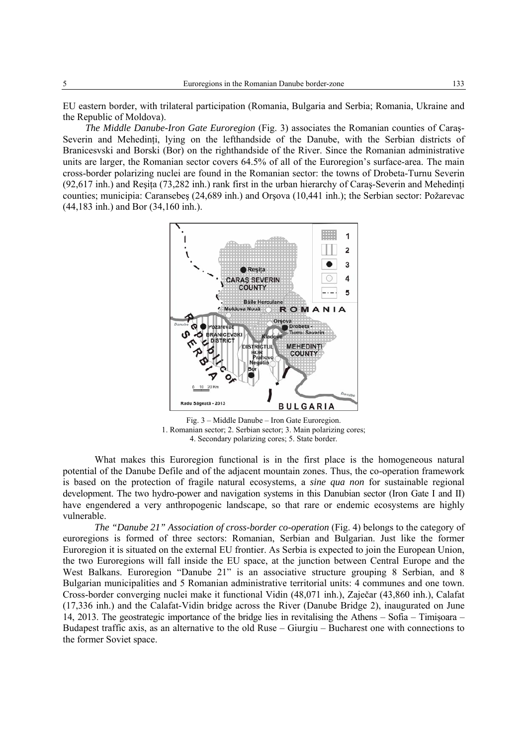EU eastern border, with trilateral participation (Romania, Bulgaria and Serbia; Romania, Ukraine and the Republic of Moldova).

*The Middle Danube-Iron Gate Euroregion* (Fig. 3) associates the Romanian counties of Caraş-Severin and Mehedinţi, lying on the lefthandside of the Danube, with the Serbian districts of Branicesvski and Borski (Bor) on the righthandside of the River. Since the Romanian administrative units are larger, the Romanian sector covers 64.5% of all of the Euroregion's surface-area. The main cross-border polarizing nuclei are found in the Romanian sector: the towns of Drobeta-Turnu Severin (92,617 inh.) and Reşiţa (73,282 inh.) rank first in the urban hierarchy of Caraş-Severin and Mehedinţi counties; municipia: Caransebeş (24,689 inh.) and Orşova (10,441 inh.); the Serbian sector: Požarevac (44,183 inh.) and Bor (34,160 inh.).

Fig. 3 – Middle Danube – Iron Gate Euroregion.
1. Romanian sector; 2. Serbian sector; 3. Main polarizing cores; 4. Secondary polarizing cores; 5. State border.

What makes this Euroregion functional is in the first place is the homogeneous natural potential of the Danube Defile and of the adjacent mountain zones. Thus, the co-operation framework is based on the protection of fragile natural ecosystems, a *sine qua non* for sustainable regional development. The two hydro-power and navigation systems in this Danubian sector (Iron Gate I and II) have engendered a very anthropogenic landscape, so that rare or endemic ecosystems are highly vulnerable.

*The "Danube 21" Association of cross-border co-operation* (Fig. 4) belongs to the category of euroregions is formed of three sectors: Romanian, Serbian and Bulgarian. Just like the former Euroregion it is situated on the external EU frontier. As Serbia is expected to join the European Union, the two Euroregions will fall inside the EU space, at the junction between Central Europe and the West Balkans. Euroregion "Danube 21" is an associative structure grouping 8 Serbian, and 8 Bulgarian municipalities and 5 Romanian administrative territorial units: 4 communes and one town. Cross-border converging nuclei make it functional Vidin (48,071 inh.), Zaječar (43,860 inh.), Calafat (17,336 inh.) and the Calafat-Vidin bridge across the River (Danube Bridge 2), inaugurated on June 14, 2013. The geostrategic importance of the bridge lies in revitalising the Athens – Sofia – Timişoara – Budapest traffic axis, as an alternative to the old Ruse – Giurgiu – Bucharest one with connections to the former Soviet space.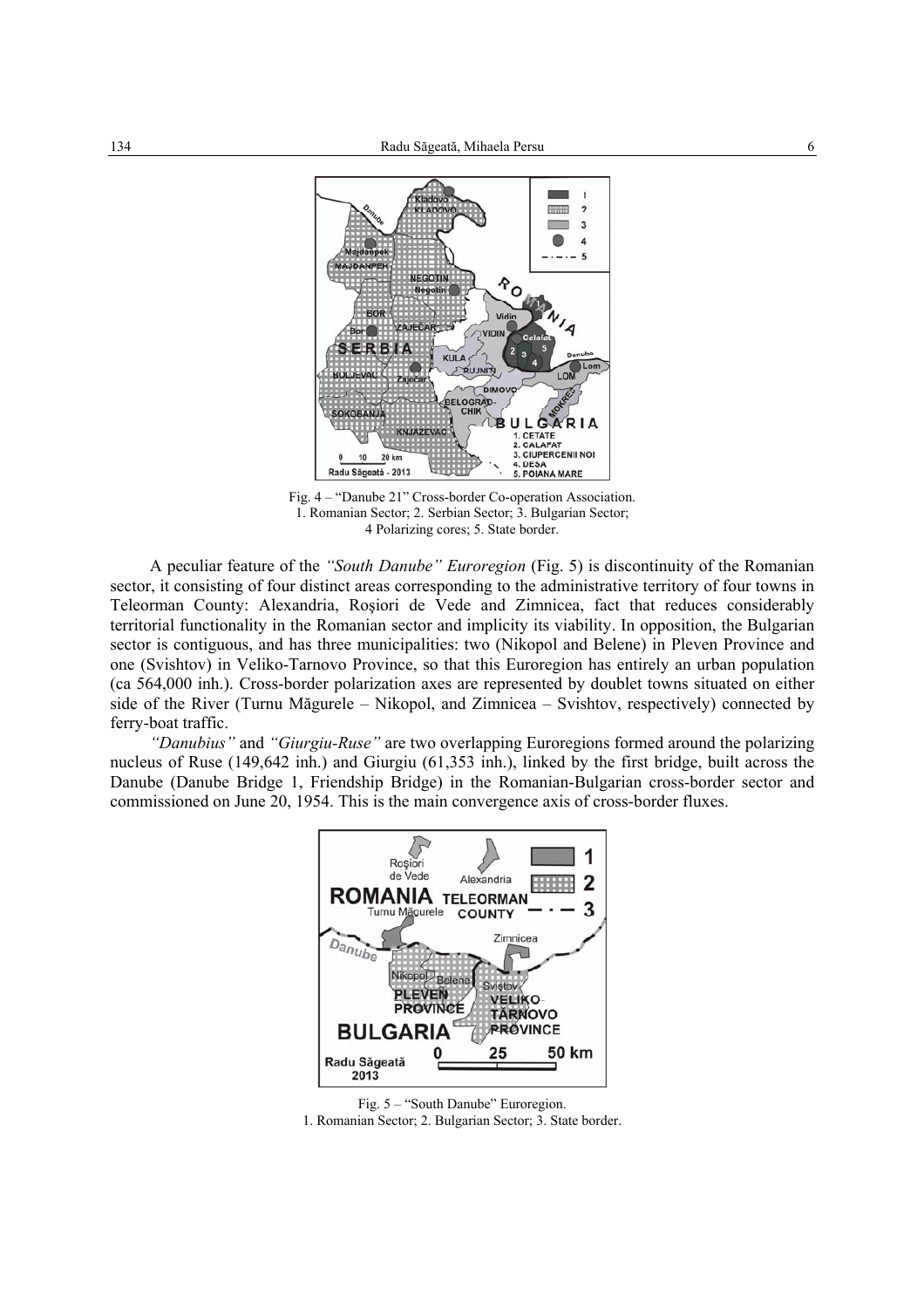Fig. 4 – "Danube 21" Cross-border Co-operation Association.
1. Romanian Sector; 2. Serbian Sector; 3. Bulgarian Sector;
4 Polarizing cores; 5. State border.

A peculiar feature of the *"South Danube" Euroregion* (Fig. 5) is discontinuity of the Romanian sector, it consisting of four distinct areas corresponding to the administrative territory of four towns in Teleorman County: Alexandria, Roşiori de Vede and Zimnicea, fact that reduces considerably territorial functionality in the Romanian sector and implicity its viability. In opposition, the Bulgarian sector is contiguous, and has three municipalities: two (Nikopol and Belene) in Pleven Province and one (Svishtov) in Veliko-Tarnovo Province, so that this Euroregion has entirely an urban population (ca 564,000 inh.). Cross-border polarization axes are represented by doublet towns situated on either side of the River (Turnu Măgurele – Nikopol, and Zimnicea – Svishtov, respectively) connected by ferry-boat traffic.

*"Danubius"* and *"Giurgiu-Ruse"* are two overlapping Euroregions formed around the polarizing nucleus of Ruse (149,642 inh.) and Giurgiu (61,353 inh.), linked by the first bridge, built across the Danube (Danube Bridge 1, Friendship Bridge) in the Romanian-Bulgarian cross-border sector and commissioned on June 20, 1954. This is the main convergence axis of cross-border fluxes.

Fig. 5 – "South Danube" Euroregion.
1. Romanian Sector; 2. Bulgarian Sector; 3. State border.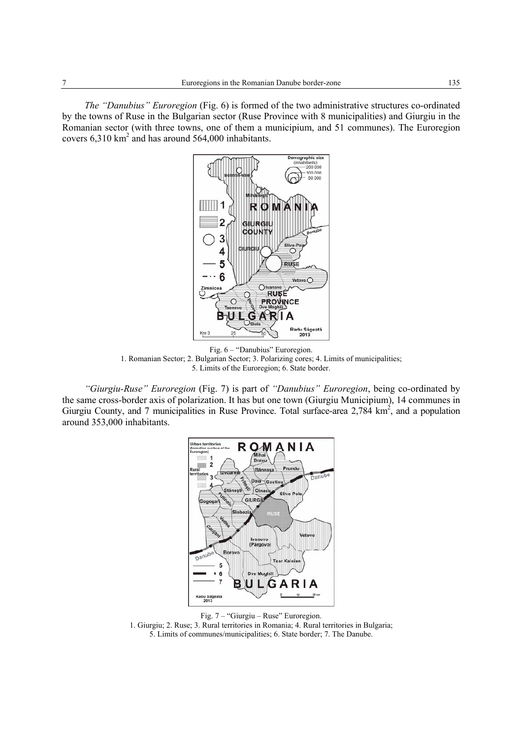*The "Danubius" Euroregion* (Fig. 6) is formed of the two administrative structures co-ordinated by the towns of Ruse in the Bulgarian sector (Ruse Province with 8 municipalities) and Giurgiu in the Romanian sector (with three towns, one of them a municipium, and 51 communes). The Euroregion covers 6,310 km$^2$ and has around 564,000 inhabitants.

Fig. 6 – "Danubius" Euroregion.
1. Romanian Sector; 2. Bulgarian Sector; 3. Polarizing cores; 4. Limits of municipalities; 5. Limits of the Euroregion; 6. State border.

*"Giurgiu-Ruse" Euroregion* (Fig. 7) is part of *"Danubius" Euroregion*, being co-ordinated by the same cross-border axis of polarization. It has but one town (Giurgiu Municipium), 14 communes in Giurgiu County, and 7 municipalities in Ruse Province. Total surface-area 2,784 km$^2$, and a population around 353,000 inhabitants.

Fig. 7 – "Giurgiu – Ruse" Euroregion.
1. Giurgiu; 2. Ruse; 3. Rural territories in Romania; 4. Rural territories in Bulgaria; 5. Limits of communes/municipalities; 6. State border; 7. The Danube.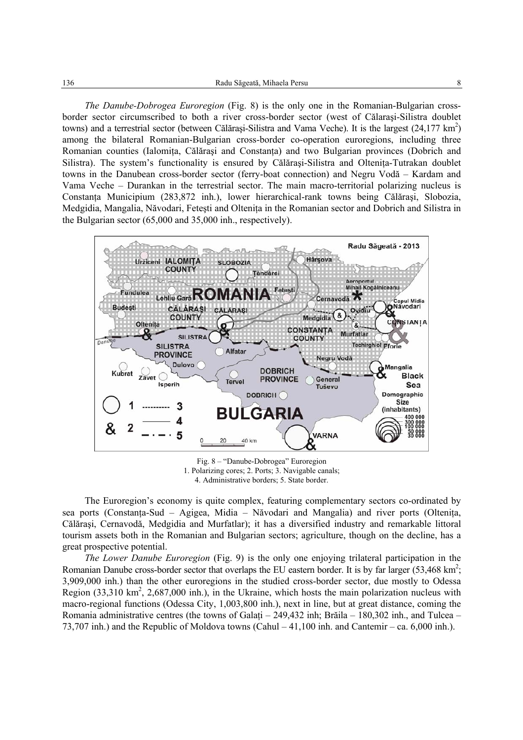*The Danube-Dobrogea Euroregion* (Fig. 8) is the only one in the Romanian-Bulgarian cross-border sector circumscribed to both a river cross-border sector (west of Călaraşi-Silistra doublet towns) and a terrestrial sector (between Călăraşi-Silistra and Vama Veche). It is the largest (24,177 km$^2$) among the bilateral Romanian-Bulgarian cross-border co-operation euroregions, including three Romanian counties (Ialomiţa, Călăraşi and Constanţa) and two Bulgarian provinces (Dobrich and Silistra). The system's functionality is ensured by Călăraşi-Silistra and Olteniţa-Tutrakan doublet towns in the Danubean cross-border sector (ferry-boat connection) and Negru Vodă – Kardam and Vama Veche – Durankan in the terrestrial sector. The main macro-territorial polarizing nucleus is Constanţa Municipium (283,872 inh.), lower hierarchical-rank towns being Călăraşi, Slobozia, Medgidia, Mangalia, Năvodari, Feteşti and Olteniţa in the Romanian sector and Dobrich and Silistra in the Bulgarian sector (65,000 and 35,000 inh., respectively).

Fig. 8 – "Danube-Dobrogea" Euroregion
1. Polarizing cores; 2. Ports; 3. Navigable canals;
4. Administrative borders; 5. State border.

The Euroregion's economy is quite complex, featuring complementary sectors co-ordinated by sea ports (Constanţa-Sud – Agigea, Midia – Năvodari and Mangalia) and river ports (Olteniţa, Călăraşi, Cernavodă, Medgidia and Murfatlar); it has a diversified industry and remarkable littoral tourism assets both in the Romanian and Bulgarian sectors; agriculture, though on the decline, has a great prospective potential.

*The Lower Danube Euroregion* (Fig. 9) is the only one enjoying trilateral participation in the Romanian Danube cross-border sector that overlaps the EU eastern border. It is by far larger (53,468 km$^2$; 3,909,000 inh.) than the other euroregions in the studied cross-border sector, due mostly to Odessa Region (33,310 km$^2$, 2,687,000 inh.), in the Ukraine, which hosts the main polarization nucleus with macro-regional functions (Odessa City, 1,003,800 inh.), next in line, but at great distance, coming the Romania administrative centres (the towns of Galaţi – 249,432 inh; Brăila – 180,302 inh., and Tulcea – 73,707 inh.) and the Republic of Moldova towns (Cahul – 41,100 inh. and Cantemir – ca. 6,000 inh.).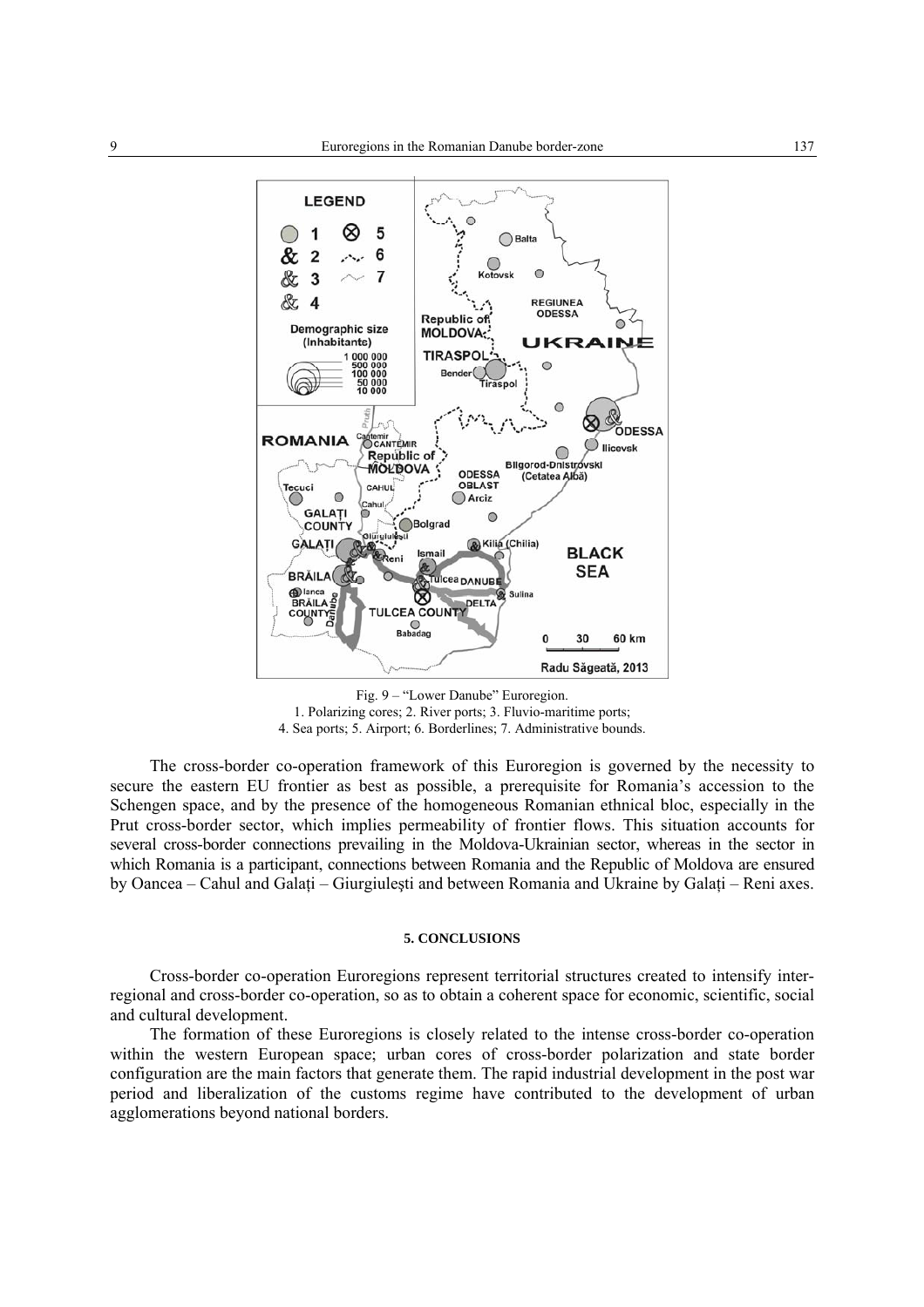Fig. 9 – "Lower Danube" Euroregion.
1. Polarizing cores; 2. River ports; 3. Fluvio-maritime ports;
4. Sea ports; 5. Airport; 6. Borderlines; 7. Administrative bounds.

The cross-border co-operation framework of this Euroregion is governed by the necessity to secure the eastern EU frontier as best as possible, a prerequisite for Romania's accession to the Schengen space, and by the presence of the homogeneous Romanian ethnical bloc, especially in the Prut cross-border sector, which implies permeability of frontier flows. This situation accounts for several cross-border connections prevailing in the Moldova-Ukrainian sector, whereas in the sector in which Romania is a participant, connections between Romania and the Republic of Moldova are ensured by Oancea – Cahul and Galați – Giurgiulești and between Romania and Ukraine by Galați – Reni axes.

## 5. CONCLUSIONS

Cross-border co-operation Euroregions represent territorial structures created to intensify inter-regional and cross-border co-operation, so as to obtain a coherent space for economic, scientific, social and cultural development.

The formation of these Euroregions is closely related to the intense cross-border co-operation within the western European space; urban cores of cross-border polarization and state border configuration are the main factors that generate them. The rapid industrial development in the post war period and liberalization of the customs regime have contributed to the development of urban agglomerations beyond national borders.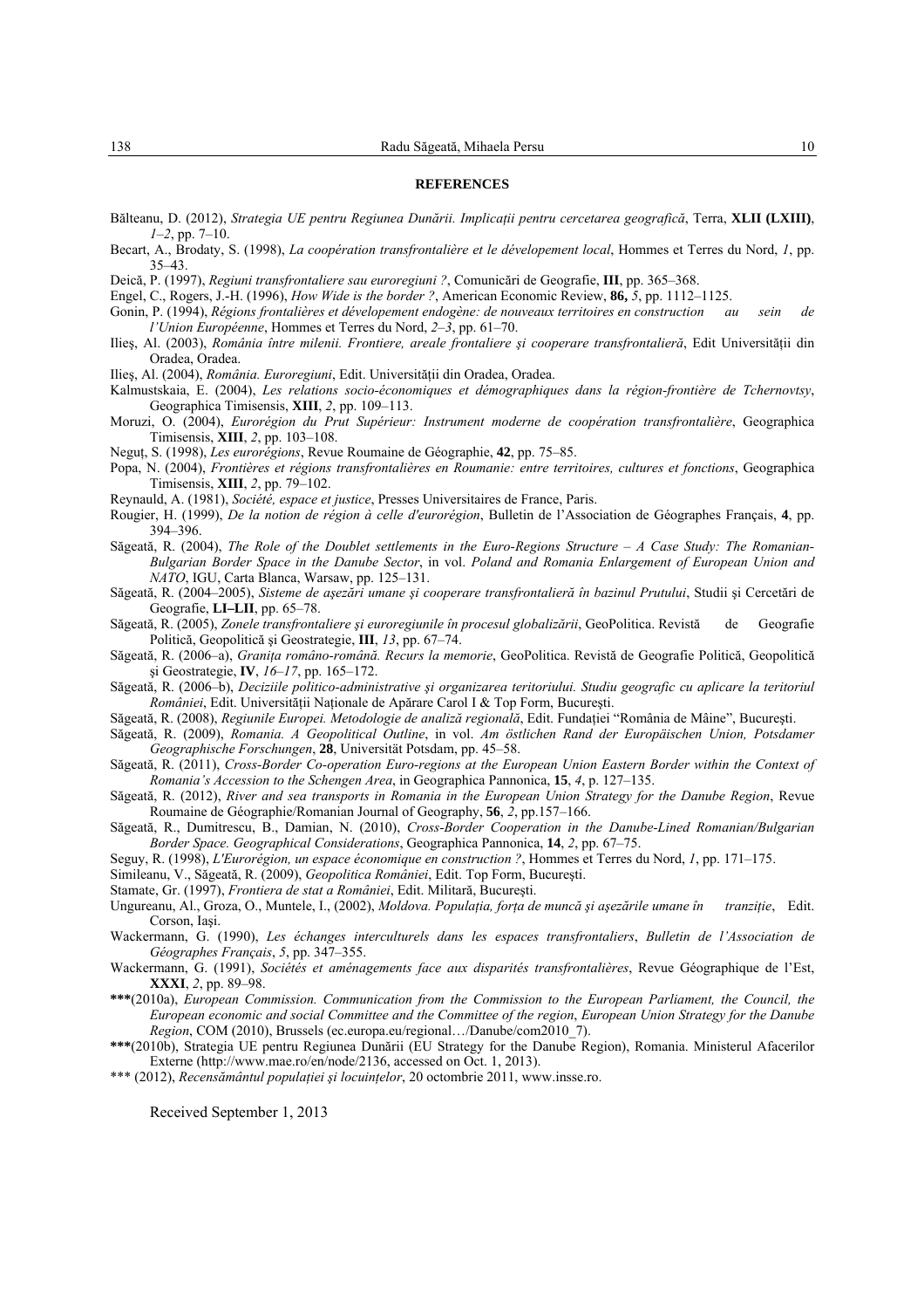**REFERENCES**

Bălteanu, D. (2012), *Strategia UE pentru Regiunea Dunării. Implicaţii pentru cercetarea geografică*, Terra, **XLII (LXIII)**, *1–2*, pp. 7–10.

Becart, A., Brodaty, S. (1998), *La coopération transfrontalière et le dévelopement local*, Hommes et Terres du Nord, *1*, pp. 35–43.

Deică, P. (1997), *Regiuni transfrontaliere sau euroregiuni ?*, Comunicări de Geografie, **III**, pp. 365–368.

Engel, C., Rogers, J.-H. (1996), *How Wide is the border ?*, American Economic Review, **86,** *5*, pp. 1112–1125.

Gonin, P. (1994), *Régions frontalières et dévelopement endogène: de nouveaux territoires en construction au sein de l'Union Européenne*, Hommes et Terres du Nord, *2–3*, pp. 61–70.

Ilieş, Al. (2003), *România între milenii. Frontiere, areale frontaliere şi cooperare transfrontalieră*, Edit Universităţii din Oradea, Oradea.

Ilieş, Al. (2004), *România. Euroregiuni*, Edit. Universităţii din Oradea, Oradea.

Kalmustskaia, E. (2004), *Les relations socio-économiques et démographiques dans la région-frontière de Tchernovtsy*, Geographica Timisensis, **XIII**, *2*, pp. 109–113.

Moruzi, O. (2004), *Eurorégion du Prut Supérieur: Instrument moderne de coopération transfrontalière*, Geographica Timisensis, **XIII**, *2*, pp. 103–108.

Neguţ, S. (1998), *Les eurorégions*, Revue Roumaine de Géographie, **42**, pp. 75–85.

Popa, N. (2004), *Frontières et régions transfrontalières en Roumanie: entre territoires, cultures et fonctions*, Geographica Timisensis, **XIII**, *2*, pp. 79–102.

Reynauld, A. (1981), *Société, espace et justice*, Presses Universitaires de France, Paris.

Rougier, H. (1999), *De la notion de région à celle d'eurorégion*, Bulletin de l'Association de Géographes Français, **4**, pp. 394–396.

Săgeată, R. (2004), *The Role of the Doublet settlements in the Euro-Regions Structure – A Case Study: The Romanian-Bulgarian Border Space in the Danube Sector*, in vol. *Poland and Romania Enlargement of European Union and NATO*, IGU, Carta Blanca, Warsaw, pp. 125–131.

Săgeată, R. (2004–2005), *Sisteme de aşezări umane şi cooperare transfrontalieră în bazinul Prutului*, Studii şi Cercetări de Geografie, **LI–LII**, pp. 65–78.

Săgeată, R. (2005), *Zonele transfrontaliere şi euroregiunile în procesul globalizării*, GeoPolitica. Revistă de Geografie Politică, Geopolitică şi Geostrategie, **III**, *13*, pp. 67–74.

Săgeată, R. (2006–a), *Graniţa româno-română. Recurs la memorie*, GeoPolitica. Revistă de Geografie Politică, Geopolitică şi Geostrategie, **IV**, *16–17*, pp. 165–172.

Săgeată, R. (2006–b), *Deciziile politico-administrative şi organizarea teritoriului. Studiu geografic cu aplicare la teritoriul României*, Edit. Universităţii Naţionale de Apărare Carol I & Top Form, Bucureşti.

Săgeată, R. (2008), *Regiunile Europei. Metodologie de analiză regională*, Edit. Fundaţiei "România de Mâine", Bucureşti.

Săgeată, R. (2009), *Romania. A Geopolitical Outline*, in vol. *Am östlichen Rand der Europäischen Union, Potsdamer Geographische Forschungen*, **28**, Universität Potsdam, pp. 45–58.

Săgeată, R. (2011), *Cross-Border Co-operation Euro-regions at the European Union Eastern Border within the Context of Romania's Accession to the Schengen Area*, in Geographica Pannonica, **15**, *4*, p. 127–135.

Săgeată, R. (2012), *River and sea transports in Romania in the European Union Strategy for the Danube Region*, Revue Roumaine de Géographie/Romanian Journal of Geography, **56**, *2*, pp.157–166.

Săgeată, R., Dumitrescu, B., Damian, N. (2010), *Cross-Border Cooperation in the Danube-Lined Romanian/Bulgarian Border Space. Geographical Considerations*, Geographica Pannonica, **14**, *2*, pp. 67–75.

Seguy, R. (1998), *L'Eurorégion, un espace économique en construction ?*, Hommes et Terres du Nord, *1*, pp. 171–175.

Simileanu, V., Săgeată, R. (2009), *Geopolitica României*, Edit. Top Form, Bucureşti.

Stamate, Gr. (1997), *Frontiera de stat a României*, Edit. Militară, Bucureşti.

Ungureanu, Al., Groza, O., Muntele, I., (2002), *Moldova. Populaţia, forţa de muncă şi aşezările umane în tranziţie*, Edit. Corson, Iaşi.

Wackermann, G. (1990), *Les échanges interculturels dans les espaces transfrontaliers*, *Bulletin de l'Association de Géographes Français*, *5*, pp. 347–355.

Wackermann, G. (1991), *Sociétés et aménagements face aux disparités transfrontalières*, Revue Géographique de l'Est, **XXXI**, *2*, pp. 89–98.

**\*\*\***(2010a), *European Commission. Communication from the Commission to the European Parliament, the Council, the European economic and social Committee and the Committee of the region*, *European Union Strategy for the Danube Region*, COM (2010), Brussels (ec.europa.eu/regional…/Danube/com2010_7).

**\*\*\***(2010b), Strategia UE pentru Regiunea Dunării (EU Strategy for the Danube Region), Romania. Ministerul Afacerilor Externe (http://www.mae.ro/en/node/2136, accessed on Oct. 1, 2013).

\*\*\* (2012), *Recensământul populaţiei şi locuinţelor*, 20 octombrie 2011, www.insse.ro.

Received September 1, 2013